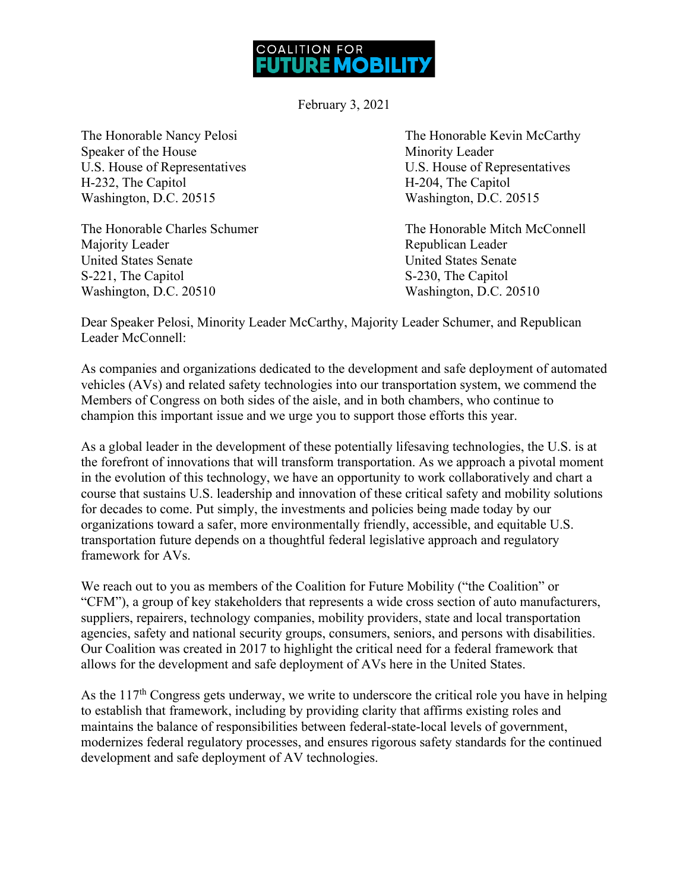COALITION FOR
FUTURE MOBILITY

February 3, 2021

The Honorable Nancy Pelosi
Speaker of the House
U.S. House of Representatives
H-232, The Capitol
Washington, D.C. 20515

The Honorable Kevin McCarthy
Minority Leader
U.S. House of Representatives
H-204, The Capitol
Washington, D.C. 20515

The Honorable Charles Schumer
Majority Leader
United States Senate
S-221, The Capitol
Washington, D.C. 20510

The Honorable Mitch McConnell
Republican Leader
United States Senate
S-230, The Capitol
Washington, D.C. 20510

Dear Speaker Pelosi, Minority Leader McCarthy, Majority Leader Schumer, and Republican Leader McConnell:

As companies and organizations dedicated to the development and safe deployment of automated vehicles (AVs) and related safety technologies into our transportation system, we commend the Members of Congress on both sides of the aisle, and in both chambers, who continue to champion this important issue and we urge you to support those efforts this year.

As a global leader in the development of these potentially lifesaving technologies, the U.S. is at the forefront of innovations that will transform transportation. As we approach a pivotal moment in the evolution of this technology, we have an opportunity to work collaboratively and chart a course that sustains U.S. leadership and innovation of these critical safety and mobility solutions for decades to come. Put simply, the investments and policies being made today by our organizations toward a safer, more environmentally friendly, accessible, and equitable U.S. transportation future depends on a thoughtful federal legislative approach and regulatory framework for AVs.

We reach out to you as members of the Coalition for Future Mobility ("the Coalition" or "CFM"), a group of key stakeholders that represents a wide cross section of auto manufacturers, suppliers, repairers, technology companies, mobility providers, state and local transportation agencies, safety and national security groups, consumers, seniors, and persons with disabilities. Our Coalition was created in 2017 to highlight the critical need for a federal framework that allows for the development and safe deployment of AVs here in the United States.

As the 117th Congress gets underway, we write to underscore the critical role you have in helping to establish that framework, including by providing clarity that affirms existing roles and maintains the balance of responsibilities between federal-state-local levels of government, modernizes federal regulatory processes, and ensures rigorous safety standards for the continued development and safe deployment of AV technologies.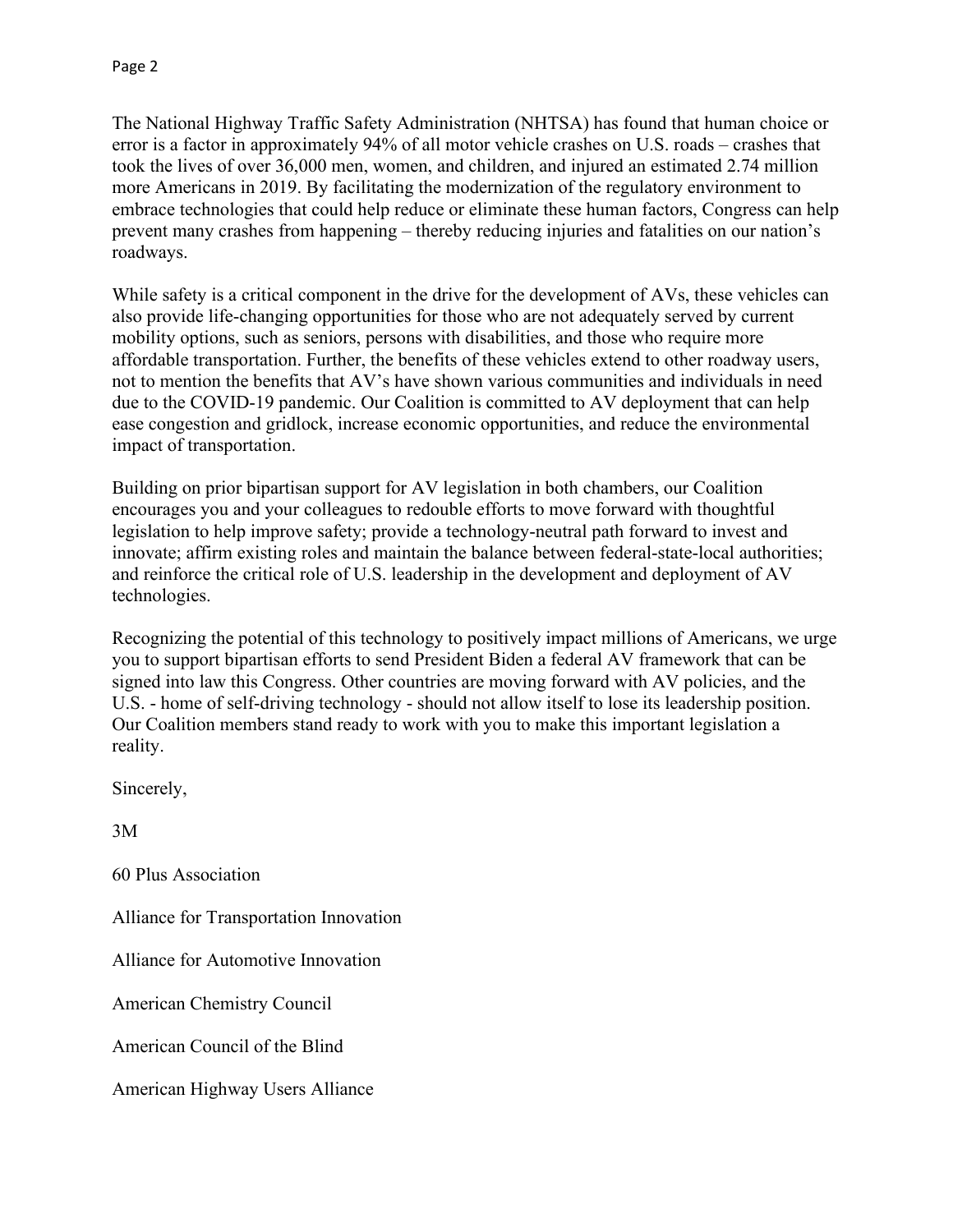The National Highway Traffic Safety Administration (NHTSA) has found that human choice or error is a factor in approximately 94% of all motor vehicle crashes on U.S. roads – crashes that took the lives of over 36,000 men, women, and children, and injured an estimated 2.74 million more Americans in 2019. By facilitating the modernization of the regulatory environment to embrace technologies that could help reduce or eliminate these human factors, Congress can help prevent many crashes from happening – thereby reducing injuries and fatalities on our nation's roadways.

While safety is a critical component in the drive for the development of AVs, these vehicles can also provide life-changing opportunities for those who are not adequately served by current mobility options, such as seniors, persons with disabilities, and those who require more affordable transportation. Further, the benefits of these vehicles extend to other roadway users, not to mention the benefits that AV's have shown various communities and individuals in need due to the COVID-19 pandemic. Our Coalition is committed to AV deployment that can help ease congestion and gridlock, increase economic opportunities, and reduce the environmental impact of transportation.

Building on prior bipartisan support for AV legislation in both chambers, our Coalition encourages you and your colleagues to redouble efforts to move forward with thoughtful legislation to help improve safety; provide a technology-neutral path forward to invest and innovate; affirm existing roles and maintain the balance between federal-state-local authorities; and reinforce the critical role of U.S. leadership in the development and deployment of AV technologies.

Recognizing the potential of this technology to positively impact millions of Americans, we urge you to support bipartisan efforts to send President Biden a federal AV framework that can be signed into law this Congress. Other countries are moving forward with AV policies, and the U.S. - home of self-driving technology - should not allow itself to lose its leadership position. Our Coalition members stand ready to work with you to make this important legislation a reality.

Sincerely,

3M

60 Plus Association

Alliance for Transportation Innovation

Alliance for Automotive Innovation

American Chemistry Council

American Council of the Blind

American Highway Users Alliance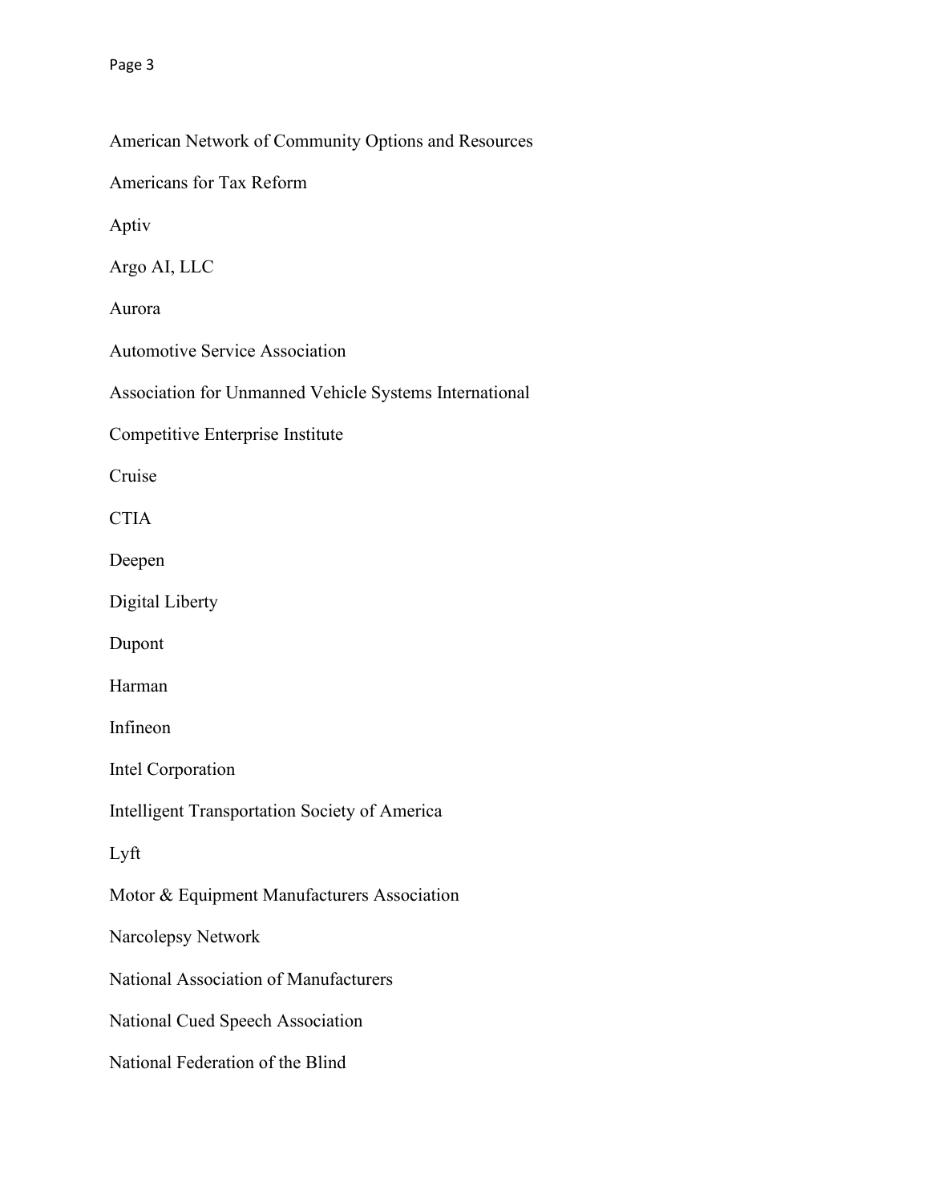American Network of Community Options and Resources

Americans for Tax Reform

Aptiv

Argo AI, LLC

Aurora

Automotive Service Association

Association for Unmanned Vehicle Systems International

Competitive Enterprise Institute

Cruise

CTIA

Deepen

Digital Liberty

Dupont

Harman

Infineon

Intel Corporation

Intelligent Transportation Society of America

Lyft

Motor & Equipment Manufacturers Association

Narcolepsy Network

National Association of Manufacturers

National Cued Speech Association

National Federation of the Blind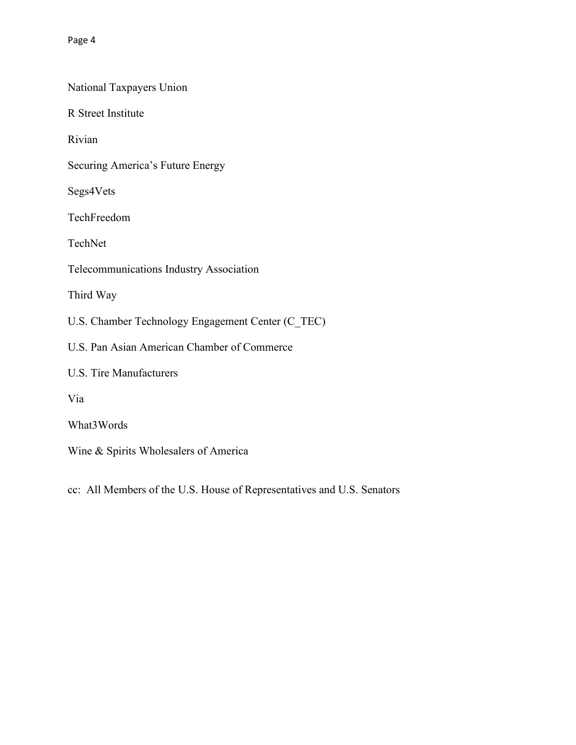National Taxpayers Union

R Street Institute

Rivian

Securing America's Future Energy

Segs4Vets

TechFreedom

TechNet

Telecommunications Industry Association

Third Way

U.S. Chamber Technology Engagement Center (C_TEC)

U.S. Pan Asian American Chamber of Commerce

U.S. Tire Manufacturers

Via

What3Words

Wine & Spirits Wholesalers of America

cc: All Members of the U.S. House of Representatives and U.S. Senators